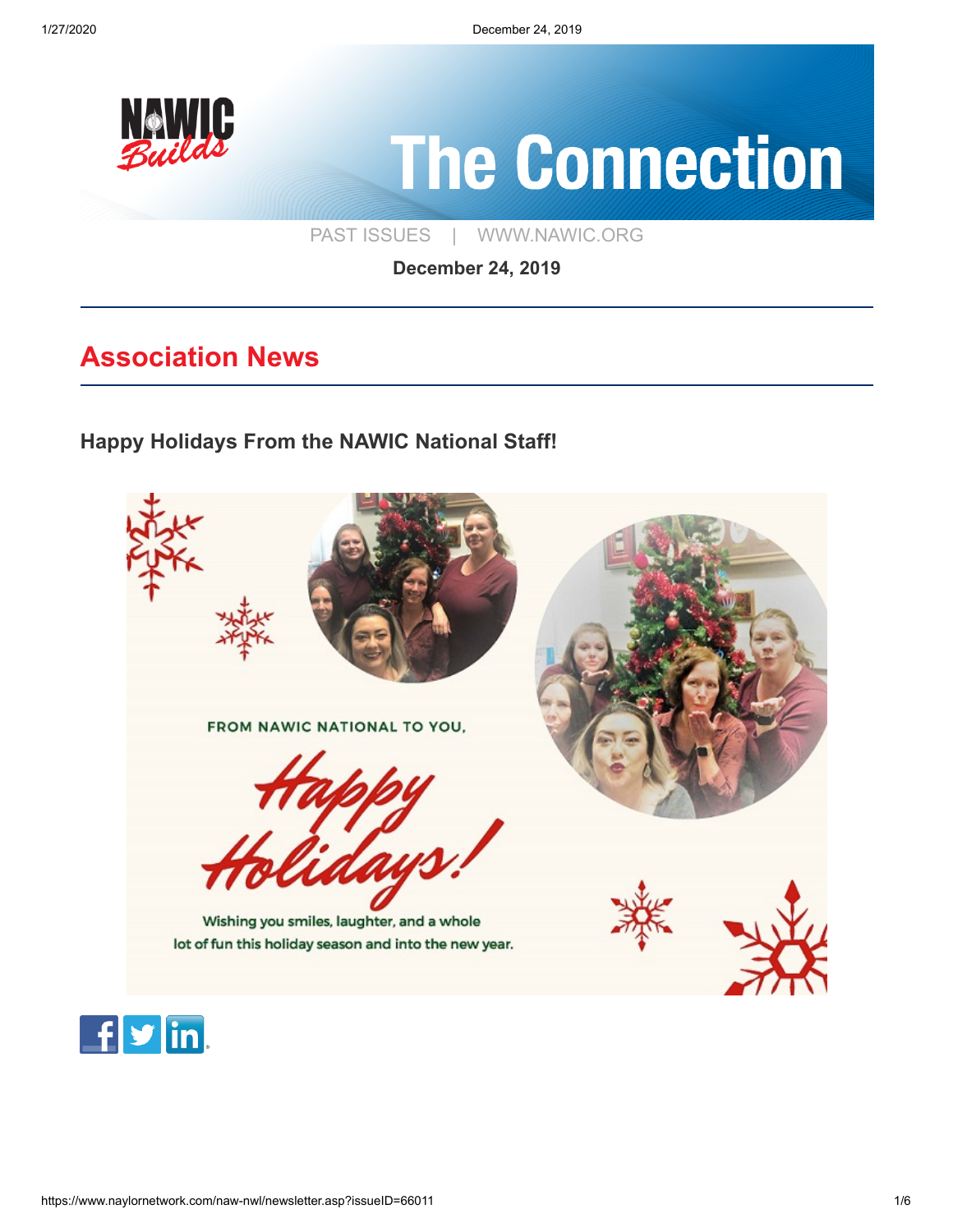# The Connection

PAST ISSUES | WWW.NAWIC.ORG

**December 24, 2019**

## Association News

### Happy Holidays From the NAWIC National Staff!

FROM NAWIC NATIONAL TO YOU,

Happy Holidays!

Wishing you smiles, laughter, and a whole lot of fun this holiday season and into the new year.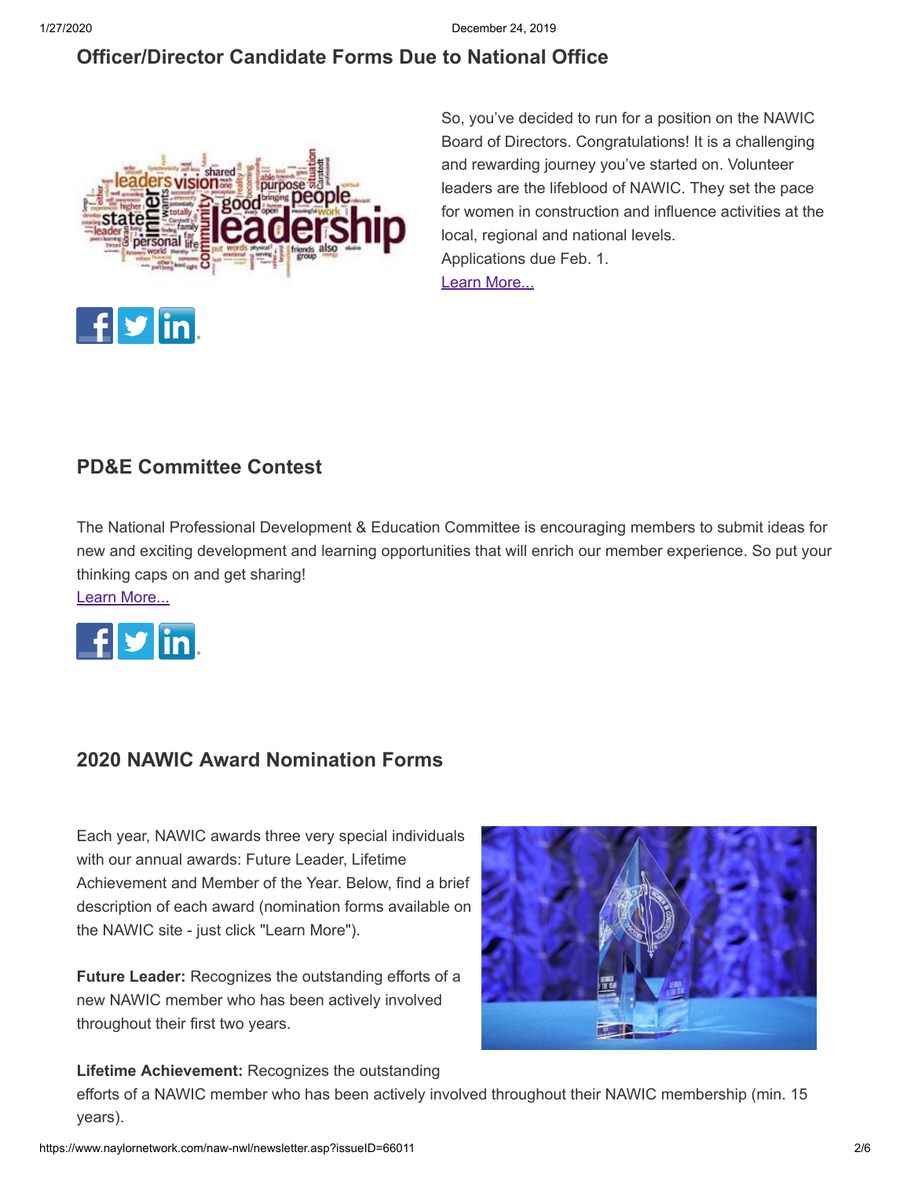## Officer/Director Candidate Forms Due to National Office

So, you've decided to run for a position on the NAWIC Board of Directors. Congratulations! It is a challenging and rewarding journey you've started on. Volunteer leaders are the lifeblood of NAWIC. They set the pace for women in construction and influence activities at the local, regional and national levels.
Applications due Feb. 1.
Learn More...

## PD&E Committee Contest

The National Professional Development & Education Committee is encouraging members to submit ideas for new and exciting development and learning opportunities that will enrich our member experience. So put your thinking caps on and get sharing!
Learn More...

## 2020 NAWIC Award Nomination Forms

Each year, NAWIC awards three very special individuals with our annual awards: Future Leader, Lifetime Achievement and Member of the Year. Below, find a brief description of each award (nomination forms available on the NAWIC site - just click "Learn More").

**Future Leader:** Recognizes the outstanding efforts of a new NAWIC member who has been actively involved throughout their first two years.

**Lifetime Achievement:** Recognizes the outstanding efforts of a NAWIC member who has been actively involved throughout their NAWIC membership (min. 15 years).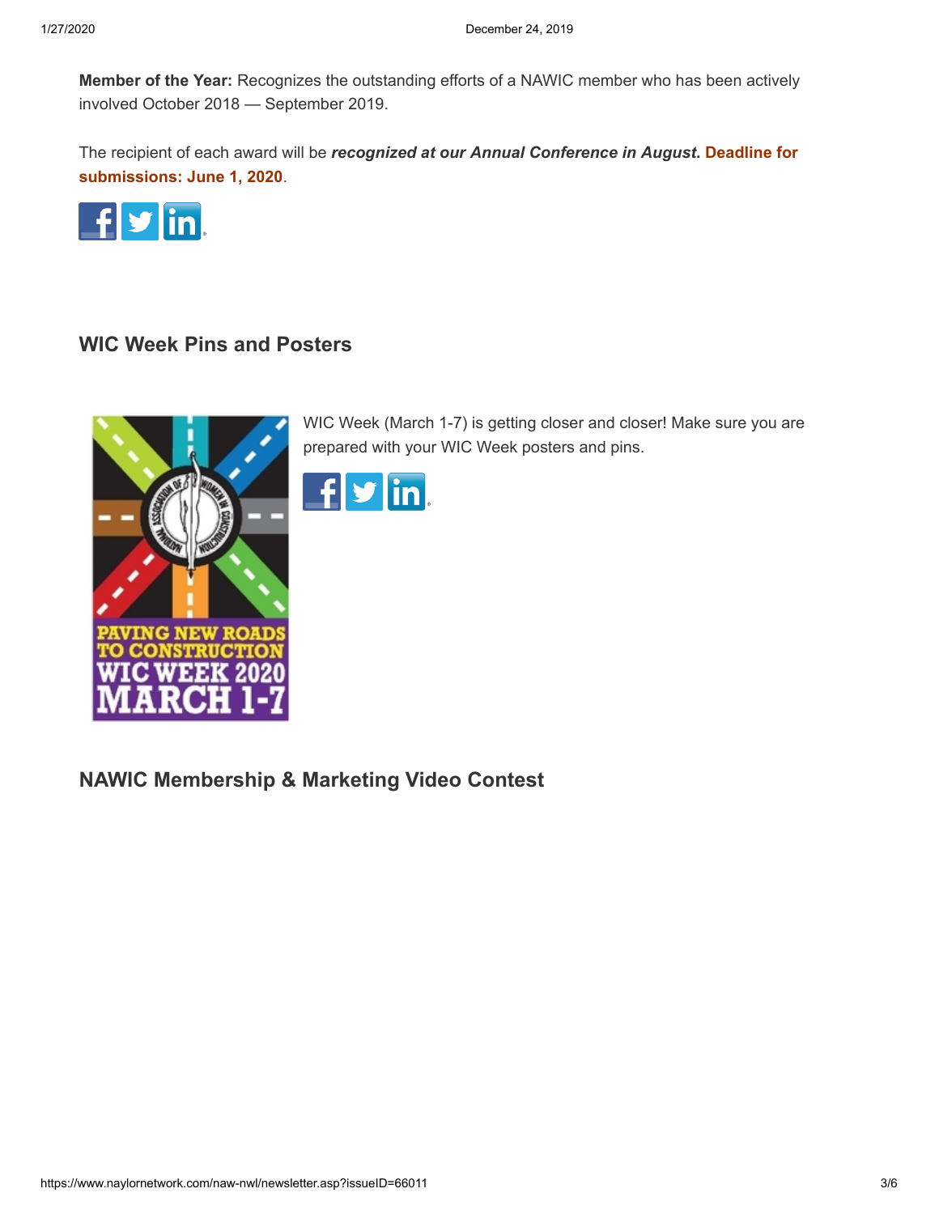**Member of the Year:** Recognizes the outstanding efforts of a NAWIC member who has been actively involved October 2018 — September 2019.

The recipient of each award will be ***recognized at our Annual Conference in August***. **Deadline for submissions: June 1, 2020**.

## WIC Week Pins and Posters

WIC Week (March 1-7) is getting closer and closer! Make sure you are prepared with your WIC Week posters and pins.

## NAWIC Membership & Marketing Video Contest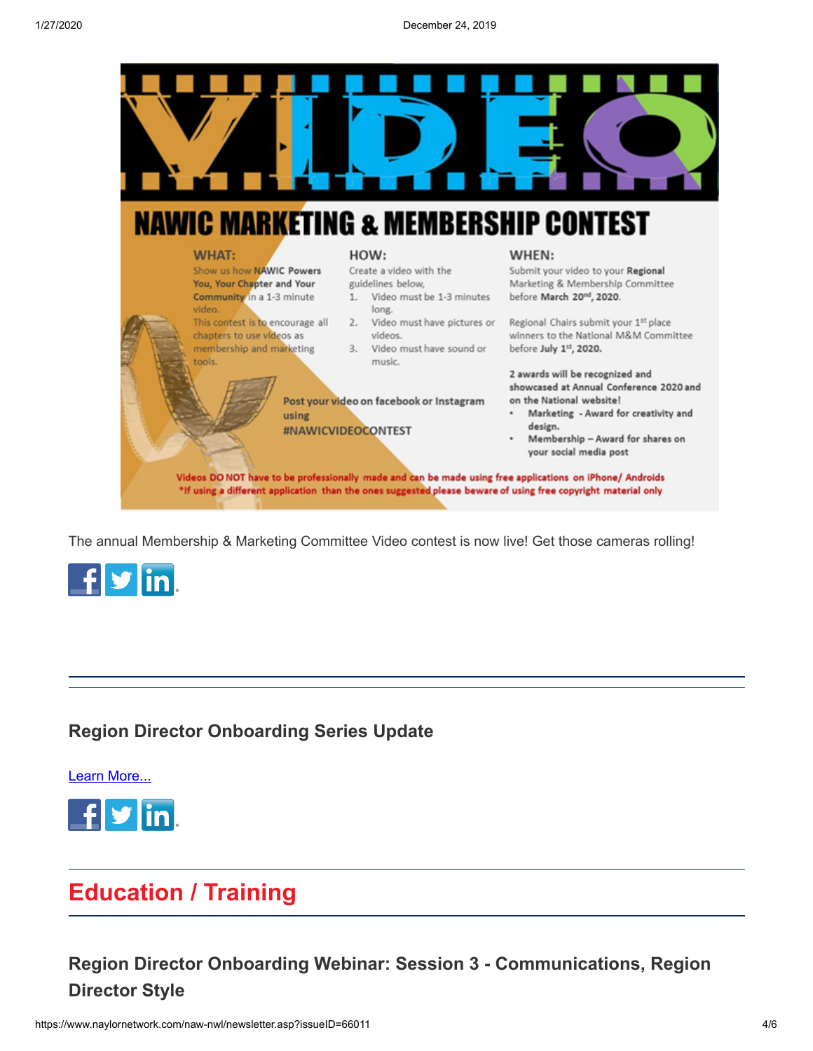# VIDEO

## NAWIC MARKETING & MEMBERSHIP CONTEST

**WHAT:**

Show us how **NAWIC Powers You, Your Chapter and Your Community** in a 1-3 minute video.

This contest is to encourage all chapters to use videos as membership and marketing tools.

**HOW:**

Create a video with the guidelines below,

1. Video must be 1-3 minutes long.
2. Video must have pictures or videos.
3. Video must have sound or music.

**Post your video on facebook or Instagram using #NAWICVIDEOCONTEST**

**WHEN:**

Submit your video to your **Regional** Marketing & Membership Committee before **March 20th, 2020.**

Regional Chairs submit your 1st place winners to the National M&M Committee before **July 1st, 2020.**

**2 awards will be recognized and showcased at Annual Conference 2020 and on the National website!**

- **Marketing - Award for creativity and design.**
- **Membership – Award for shares on your social media post**

**Videos DO NOT have to be professionally made and can be made using free applications on iPhone/ Androids**

***If using a different application than the ones suggested please beware of using free copyright material only**

The annual Membership & Marketing Committee Video contest is now live! Get those cameras rolling!

---

### Region Director Onboarding Series Update

Learn More...

## Education / Training

### Region Director Onboarding Webinar: Session 3 - Communications, Region Director Style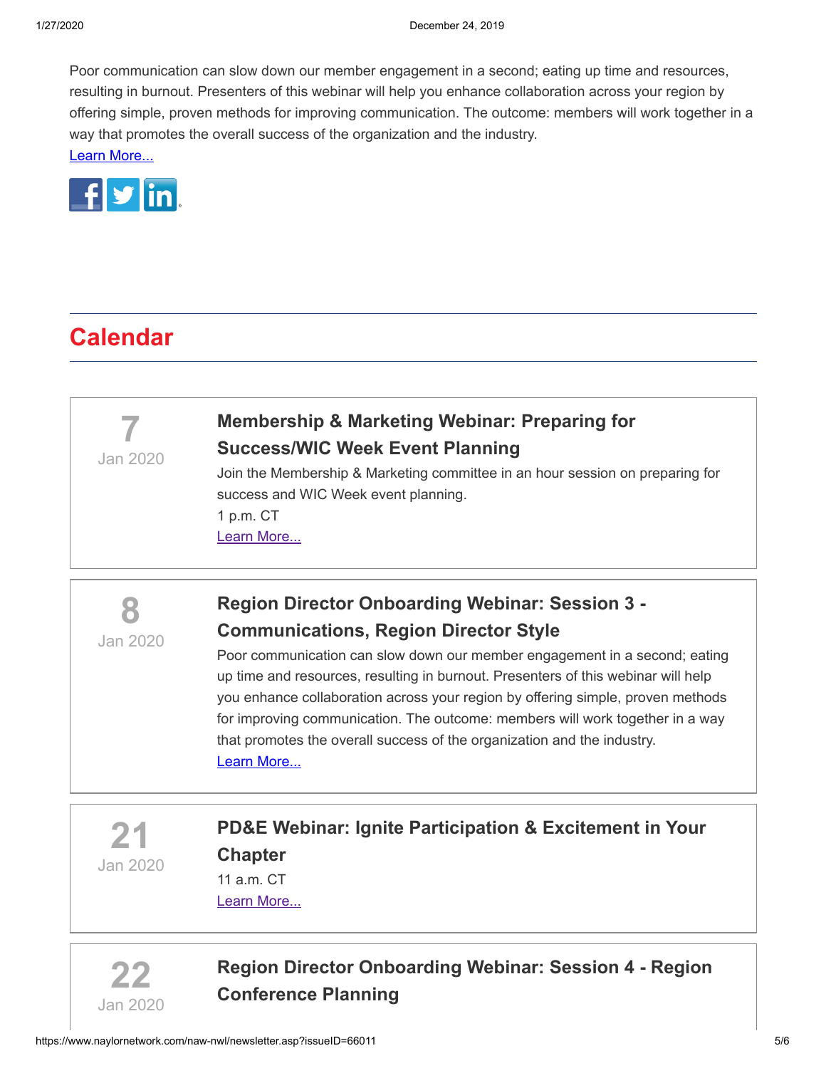Poor communication can slow down our member engagement in a second; eating up time and resources, resulting in burnout. Presenters of this webinar will help you enhance collaboration across your region by offering simple, proven methods for improving communication. The outcome: members will work together in a way that promotes the overall success of the organization and the industry.

Learn More...

## Calendar

**7**
Jan 2020

### Membership & Marketing Webinar: Preparing for Success/WIC Week Event Planning

Join the Membership & Marketing committee in an hour session on preparing for success and WIC Week event planning.

1 p.m. CT

Learn More...

**8**
Jan 2020

### Region Director Onboarding Webinar: Session 3 - Communications, Region Director Style

Poor communication can slow down our member engagement in a second; eating up time and resources, resulting in burnout. Presenters of this webinar will help you enhance collaboration across your region by offering simple, proven methods for improving communication. The outcome: members will work together in a way that promotes the overall success of the organization and the industry.

Learn More...

**21**
Jan 2020

### PD&E Webinar: Ignite Participation & Excitement in Your Chapter

11 a.m. CT

Learn More...

**22**
Jan 2020

### Region Director Onboarding Webinar: Session 4 - Region Conference Planning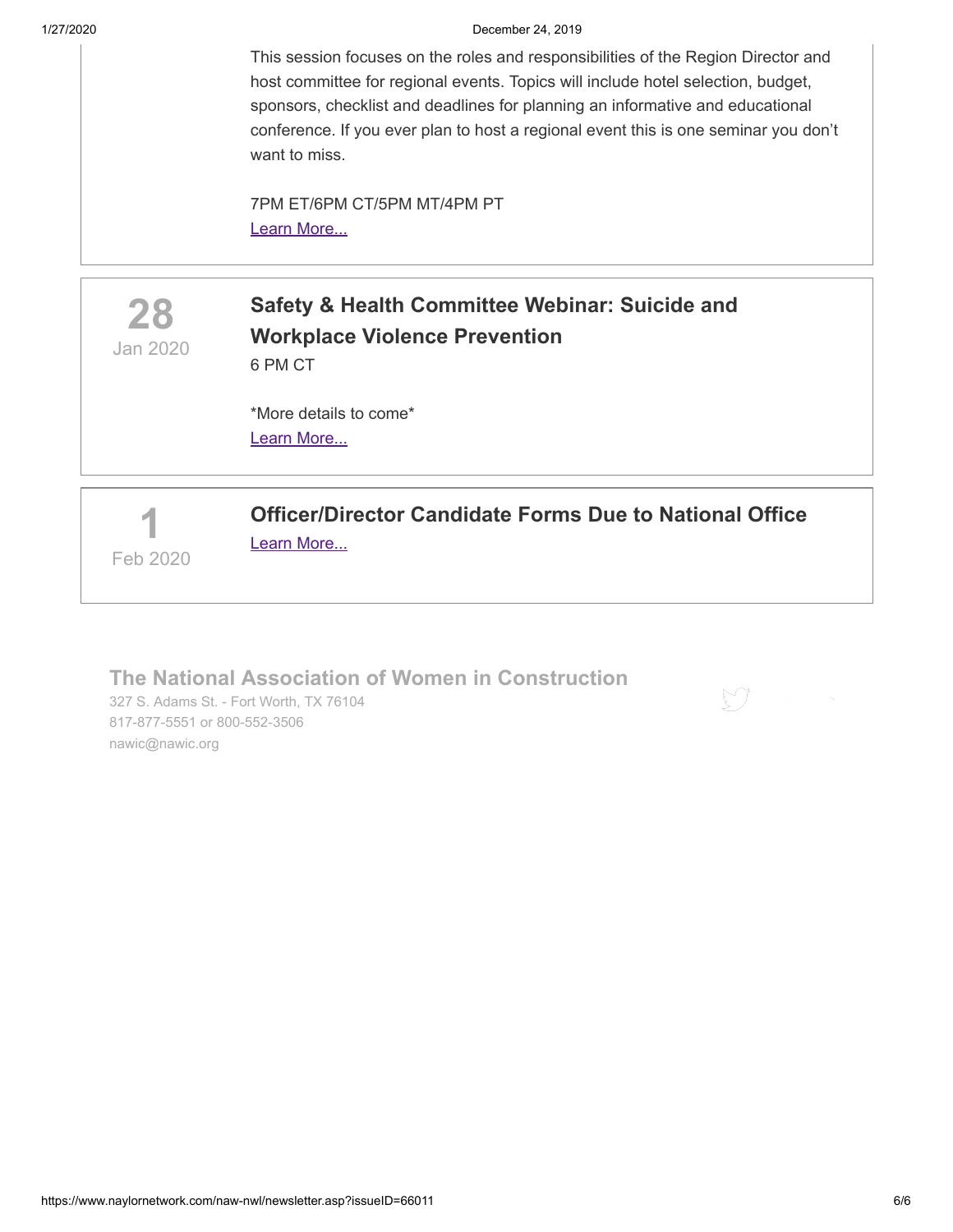This session focuses on the roles and responsibilities of the Region Director and host committee for regional events. Topics will include hotel selection, budget, sponsors, checklist and deadlines for planning an informative and educational conference. If you ever plan to host a regional event this is one seminar you don't want to miss.

7PM ET/6PM CT/5PM MT/4PM PT

Learn More...

**28**
Jan 2020

### Safety & Health Committee Webinar: Suicide and Workplace Violence Prevention

6 PM CT

*More details to come*

Learn More...

**1**
Feb 2020

### Officer/Director Candidate Forms Due to National Office

Learn More...

**The National Association of Women in Construction**

327 S. Adams St. - Fort Worth, TX 76104
817-877-5551 or 800-552-3506
nawic@nawic.org